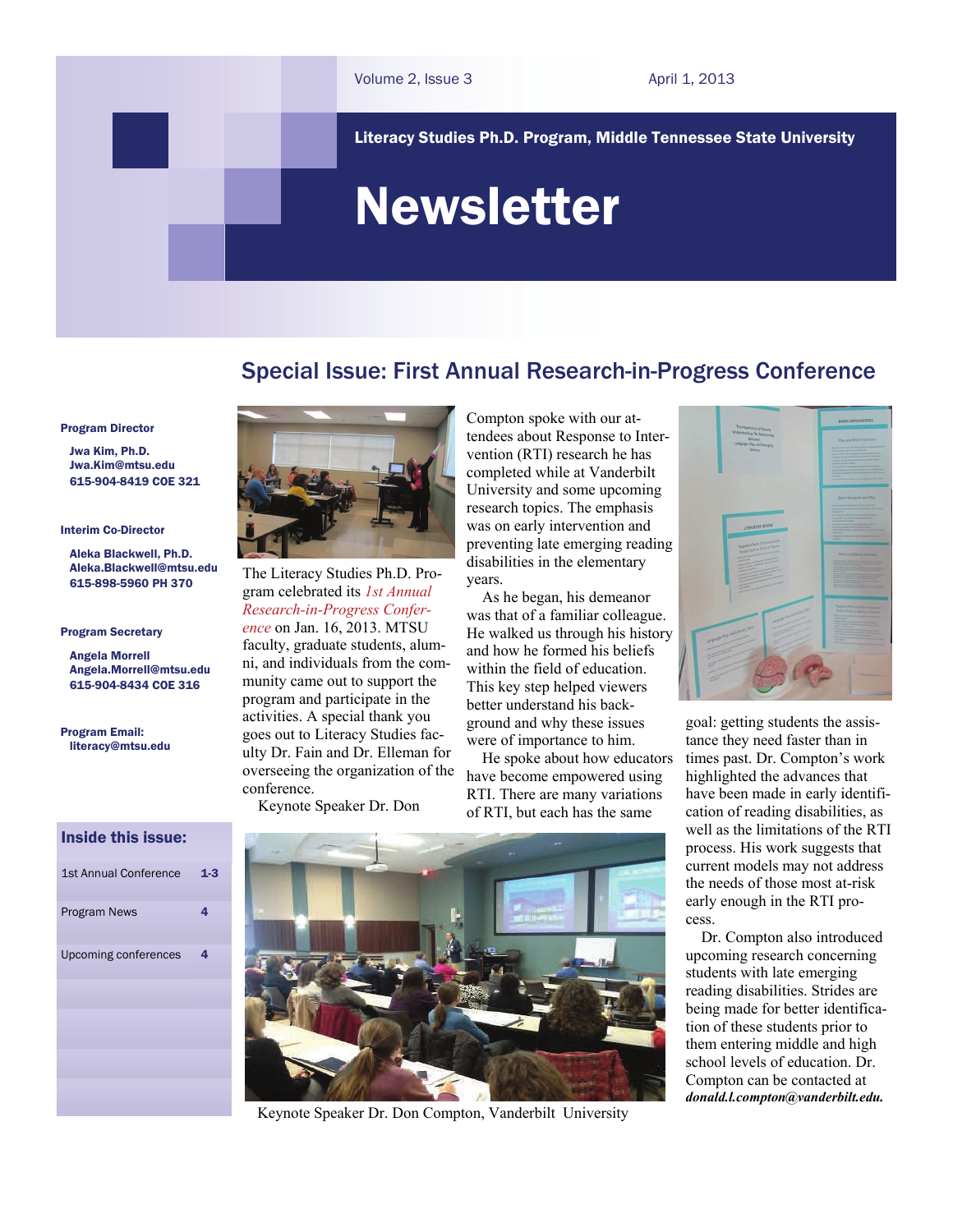Volume 2, Issue 3 April 1, 2013

**Literacy Studies Ph.D. Program, Middle Tennessee State University**

# Newsletter

## Special Issue: First Annual Research-in-Progress Conference

**Program Director**

**Jwa Kim, Ph.D.**
**Jwa.Kim@mtsu.edu**
**615-904-8419 COE 321**

**Interim Co-Director**

**Aleka Blackwell, Ph.D.**
**Aleka.Blackwell@mtsu.edu**
**615-898-5960 PH 370**

**Program Secretary**

**Angela Morrell**
**Angela.Morrell@mtsu.edu**
**615-904-8434 COE 316**

**Program Email:**
**literacy@mtsu.edu**

### Inside this issue:

| | |
|---|---|
| 1st Annual Conference | 1-3 |
| Program News | 4 |
| Upcoming conferences | 4 |

The Literacy Studies Ph.D. Program celebrated its *1st Annual Research-in-Progress Conference* on Jan. 16, 2013. MTSU faculty, graduate students, alumni, and individuals from the community came out to support the program and participate in the activities. A special thank you goes out to Literacy Studies faculty Dr. Fain and Dr. Elleman for overseeing the organization of the conference.

Keynote Speaker Dr. Don Compton spoke with our attendees about Response to Intervention (RTI) research he has completed while at Vanderbilt University and some upcoming research topics. The emphasis was on early intervention and preventing late emerging reading disabilities in the elementary years.

As he began, his demeanor was that of a familiar colleague. He walked us through his history and how he formed his beliefs within the field of education. This key step helped viewers better understand his background and why these issues were of importance to him.

He spoke about how educators have become empowered using RTI. There are many variations of RTI, but each has the same goal: getting students the assistance they need faster than in times past. Dr. Compton's work highlighted the advances that have been made in early identification of reading disabilities, as well as the limitations of the RTI process. His work suggests that current models may not address the needs of those most at-risk early enough in the RTI process.

Dr. Compton also introduced upcoming research concerning students with late emerging reading disabilities. Strides are being made for better identification of these students prior to them entering middle and high school levels of education. Dr. Compton can be contacted at ***donald.l.compton@vanderbilt.edu.***

Keynote Speaker Dr. Don Compton, Vanderbilt University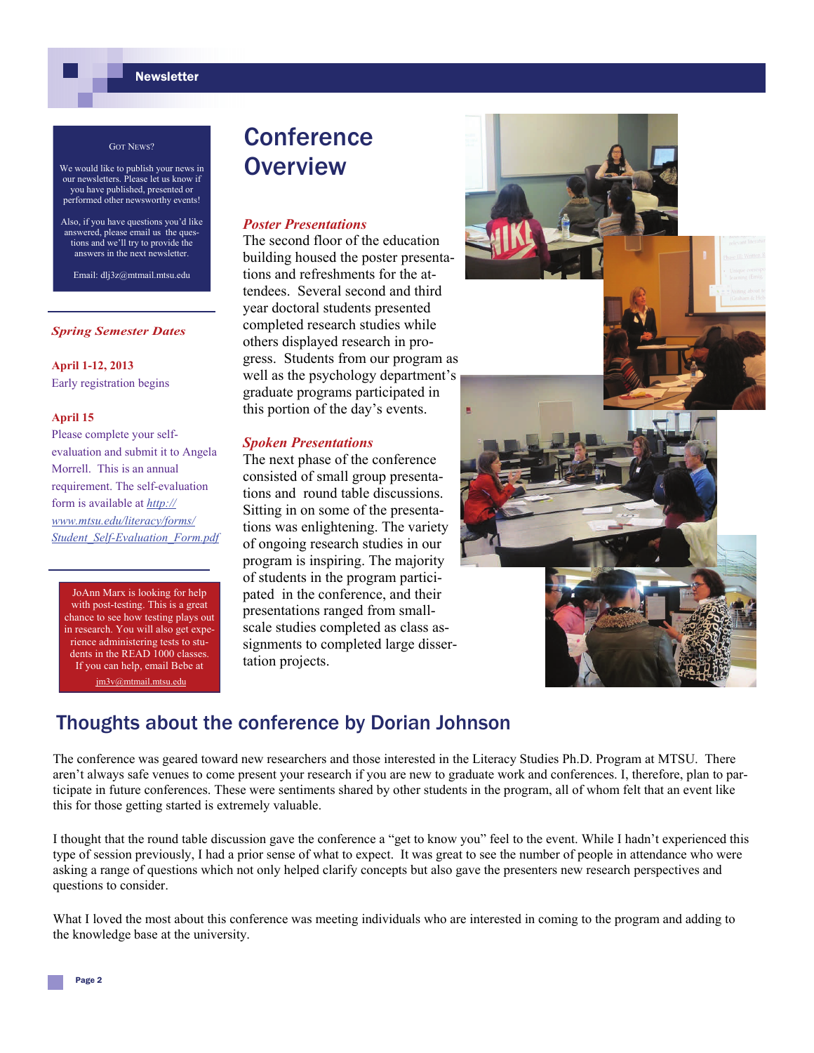## Conference Overview

### *Poster Presentations*

The second floor of the education building housed the poster presentations and refreshments for the attendees. Several second and third year doctoral students presented completed research studies while others displayed research in progress. Students from our program as well as the psychology department's graduate programs participated in this portion of the day's events.

### *Spoken Presentations*

The next phase of the conference consisted of small group presentations and round table discussions. Sitting in on some of the presentations was enlightening. The variety of ongoing research studies in our program is inspiring. The majority of students in the program participated in the conference, and their presentations ranged from small-scale studies completed as class assignments to completed large dissertation projects.

## Thoughts about the conference by Dorian Johnson

The conference was geared toward new researchers and those interested in the Literacy Studies Ph.D. Program at MTSU. There aren't always safe venues to come present your research if you are new to graduate work and conferences. I, therefore, plan to participate in future conferences. These were sentiments shared by other students in the program, all of whom felt that an event like this for those getting started is extremely valuable.

I thought that the round table discussion gave the conference a "get to know you" feel to the event. While I hadn't experienced this type of session previously, I had a prior sense of what to expect. It was great to see the number of people in attendance who were asking a range of questions which not only helped clarify concepts but also gave the presenters new research perspectives and questions to consider.

What I loved the most about this conference was meeting individuals who are interested in coming to the program and adding to the knowledge base at the university.

---

**Got News?**

We would like to publish your news in our newsletters. Please let us know if you have published, presented or performed other newsworthy events!

Also, if you have questions you'd like answered, please email us the questions and we'll try to provide the answers in the next newsletter.

Email: dlj3z@mtmail.mtsu.edu

---

### *Spring Semester Dates*

**April 1-12, 2013**
Early registration begins

**April 15**
Please complete your self-evaluation and submit it to Angela Morrell. This is an annual requirement. The self-evaluation form is available at *http://www.mtsu.edu/literacy/forms/Student_Self-Evaluation_Form.pdf*

---

JoAnn Marx is looking for help with post-testing. This is a great chance to see how testing plays out in research. You will also get experience administering tests to students in the READ 1000 classes. If you can help, email Bebe at jm3v@mtmail.mtsu.edu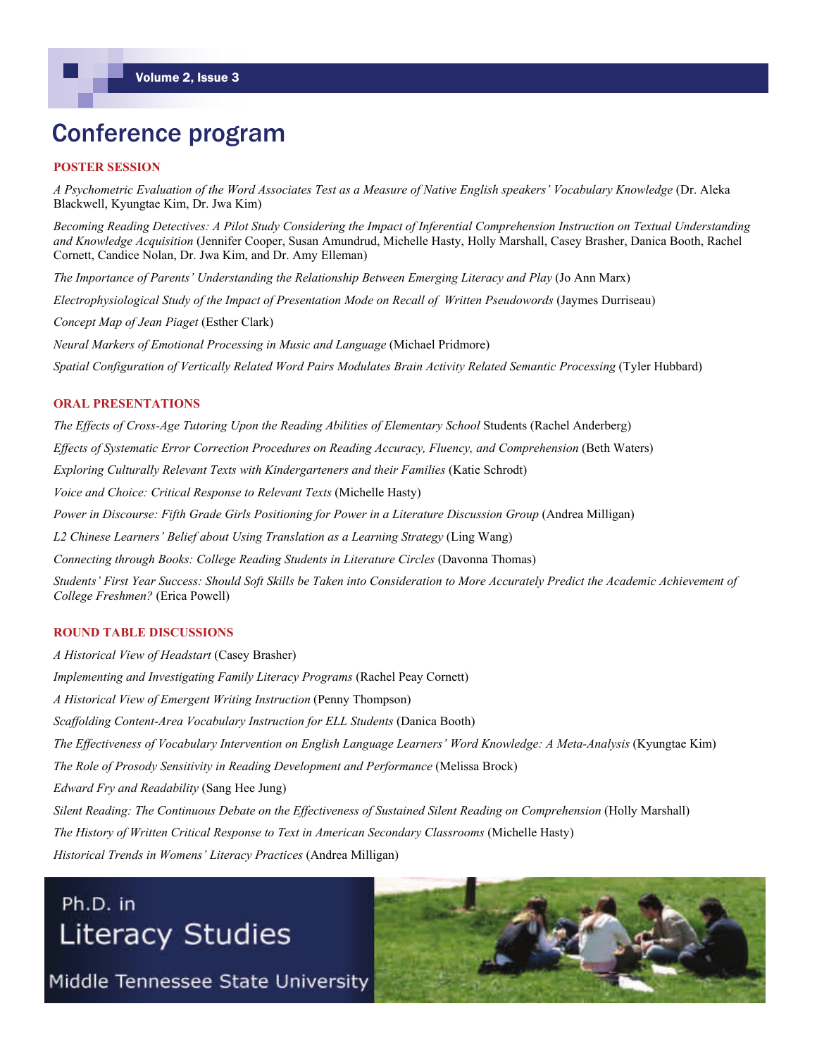# Conference program

## POSTER SESSION

*A Psychometric Evaluation of the Word Associates Test as a Measure of Native English speakers' Vocabulary Knowledge* (Dr. Aleka Blackwell, Kyungtae Kim, Dr. Jwa Kim)

*Becoming Reading Detectives: A Pilot Study Considering the Impact of Inferential Comprehension Instruction on Textual Understanding and Knowledge Acquisition* (Jennifer Cooper, Susan Amundrud, Michelle Hasty, Holly Marshall, Casey Brasher, Danica Booth, Rachel Cornett, Candice Nolan, Dr. Jwa Kim, and Dr. Amy Elleman)

*The Importance of Parents' Understanding the Relationship Between Emerging Literacy and Play* (Jo Ann Marx)

*Electrophysiological Study of the Impact of Presentation Mode on Recall of Written Pseudowords* (Jaymes Durriseau)

*Concept Map of Jean Piaget* (Esther Clark)

*Neural Markers of Emotional Processing in Music and Language* (Michael Pridmore)

*Spatial Configuration of Vertically Related Word Pairs Modulates Brain Activity Related Semantic Processing* (Tyler Hubbard)

## ORAL PRESENTATIONS

*The Effects of Cross-Age Tutoring Upon the Reading Abilities of Elementary School* Students (Rachel Anderberg)

*Effects of Systematic Error Correction Procedures on Reading Accuracy, Fluency, and Comprehension* (Beth Waters)

*Exploring Culturally Relevant Texts with Kindergarteners and their Families* (Katie Schrodt)

*Voice and Choice: Critical Response to Relevant Texts* (Michelle Hasty)

*Power in Discourse: Fifth Grade Girls Positioning for Power in a Literature Discussion Group* (Andrea Milligan)

*L2 Chinese Learners' Belief about Using Translation as a Learning Strategy* (Ling Wang)

*Connecting through Books: College Reading Students in Literature Circles* (Davonna Thomas)

*Students' First Year Success: Should Soft Skills be Taken into Consideration to More Accurately Predict the Academic Achievement of College Freshmen?* (Erica Powell)

## ROUND TABLE DISCUSSIONS

*A Historical View of Headstart* (Casey Brasher)

*Implementing and Investigating Family Literacy Programs* (Rachel Peay Cornett)

*A Historical View of Emergent Writing Instruction* (Penny Thompson)

*Scaffolding Content-Area Vocabulary Instruction for ELL Students* (Danica Booth)

*The Effectiveness of Vocabulary Intervention on English Language Learners' Word Knowledge: A Meta-Analysis* (Kyungtae Kim)

*The Role of Prosody Sensitivity in Reading Development and Performance* (Melissa Brock)

*Edward Fry and Readability* (Sang Hee Jung)

*Silent Reading: The Continuous Debate on the Effectiveness of Sustained Silent Reading on Comprehension* (Holly Marshall)

*The History of Written Critical Response to Text in American Secondary Classrooms* (Michelle Hasty)

*Historical Trends in Womens' Literacy Practices* (Andrea Milligan)

Ph.D. in Literacy Studies

Middle Tennessee State University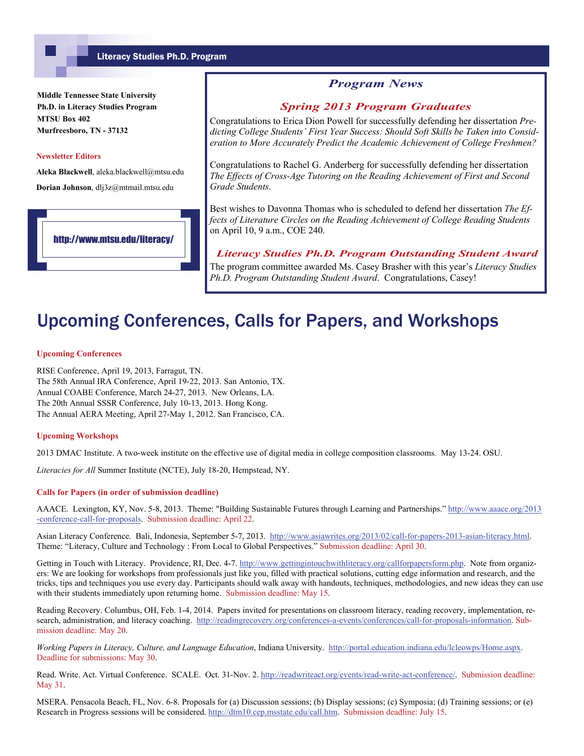Literacy Studies Ph.D. Program

**Middle Tennessee State University**
**Ph.D. in Literacy Studies Program**
**MTSU Box 402**
**Murfreesboro, TN - 37132**

**Newsletter Editors**

**Aleka Blackwell**, aleka.blackwell@mtsu.edu

**Dorian Johnson**, dlj3z@mtmail.mtsu.edu

http://www.mtsu.edu/literacy/

## *Program News*

### *Spring 2013 Program Graduates*

Congratulations to Erica Dion Powell for successfully defending her dissertation *Predicting College Students' First Year Success: Should Soft Skills be Taken into Consideration to More Accurately Predict the Academic Achievement of College Freshmen?*

Congratulations to Rachel G. Anderberg for successfully defending her dissertation *The Effects of Cross-Age Tutoring on the Reading Achievement of First and Second Grade Students.*

Best wishes to Davonna Thomas who is scheduled to defend her dissertation *The Effects of Literature Circles on the Reading Achievement of College Reading Students* on April 10, 9 a.m., COE 240.

### *Literacy Studies Ph.D. Program Outstanding Student Award*

The program committee awarded Ms. Casey Brasher with this year's *Literacy Studies Ph.D. Program Outstanding Student Award*. Congratulations, Casey!

# Upcoming Conferences, Calls for Papers, and Workshops

**Upcoming Conferences**

RISE Conference, April 19, 2013, Farragut, TN.
The 58th Annual IRA Conference, April 19-22, 2013. San Antonio, TX.
Annual COABE Conference, March 24-27, 2013. New Orleans, LA.
The 20th Annual SSSR Conference, July 10-13, 2013. Hong Kong.
The Annual AERA Meeting, April 27-May 1, 2012. San Francisco, CA.

**Upcoming Workshops**

2013 DMAC Institute. A two-week institute on the effective use of digital media in college composition classrooms*.* May 13-24. OSU.

*Literacies for All* Summer Institute (NCTE), July 18-20, Hempstead, NY.

**Calls for Papers (in order of submission deadline)**

AAACE. Lexington, KY, Nov. 5-8, 2013. Theme: "Building Sustainable Futures through Learning and Partnerships." http://www.aaace.org/2013-conference-call-for-proposals. Submission deadline: April 22.

Asian Literacy Conference. Bali, Indonesia, September 5-7, 2013. http://www.asiawrites.org/2013/02/call-for-papers-2013-asian-literacy.html. Theme: "Literacy, Culture and Technology : From Local to Global Perspectives." Submission deadline: April 30.

Getting in Touch with Literacy. Providence, RI, Dec. 4-7. http://www.gettingintouchwithliteracy.org/callforpapersform.php. Note from organizers: We are looking for workshops from professionals just like you, filled with practical solutions, cutting edge information and research, and the tricks, tips and techniques you use every day. Participants should walk away with handouts, techniques, methodologies, and new ideas they can use with their students immediately upon returning home. Submission deadline: May 15.

Reading Recovery. Columbus, OH, Feb. 1-4, 2014. Papers invited for presentations on classroom literacy, reading recovery, implementation, research, administration, and literacy coaching. http://readingrecovery.org/conferences-a-events/conferences/call-for-proposals-information. Submission deadline: May 20.

*Working Papers in Literacy, Culture, and Language Education*, Indiana University. http://portal.education.indiana.edu/lcleowps/Home.aspx. Deadline for submissions: May 30.

Read. Write. Act. Virtual Conference. SCALE. Oct. 31-Nov. 2. http://readwriteact.org/events/read-write-act-conference/. Submission deadline: May 31.

MSERA. Pensacola Beach, FL, Nov. 6-8. Proposals for (a) Discussion sessions; (b) Display sessions; (c) Symposia; (d) Training sessions; or (e) Research in Progress sessions will be considered. http://dtm10.cep.msstate.edu/call.htm. Submission deadline: July 15.